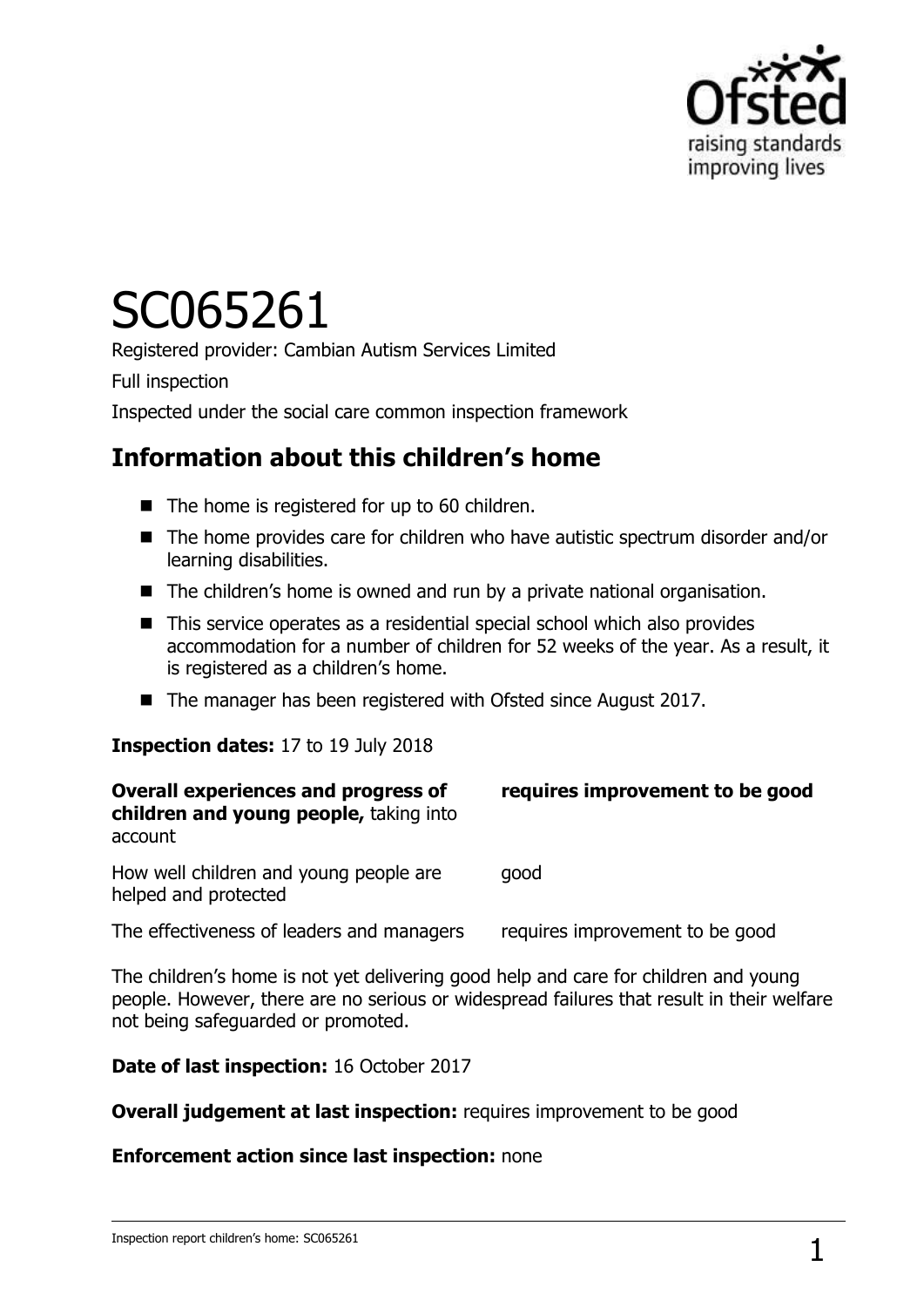# SC065261

Registered provider: Cambian Autism Services Limited

Full inspection

Inspected under the social care common inspection framework

## Information about this children's home

- The home is registered for up to 60 children.
- The home provides care for children who have autistic spectrum disorder and/or learning disabilities.
- The children's home is owned and run by a private national organisation.
- This service operates as a residential special school which also provides accommodation for a number of children for 52 weeks of the year. As a result, it is registered as a children's home.
- The manager has been registered with Ofsted since August 2017.

**Inspection dates:** 17 to 19 July 2018

| | |
|---|---|
| **Overall experiences and progress of children and young people,** taking into account | **requires improvement to be good** |
| How well children and young people are helped and protected | good |
| The effectiveness of leaders and managers | requires improvement to be good |

The children's home is not yet delivering good help and care for children and young people. However, there are no serious or widespread failures that result in their welfare not being safeguarded or promoted.

**Date of last inspection:** 16 October 2017

**Overall judgement at last inspection:** requires improvement to be good

**Enforcement action since last inspection:** none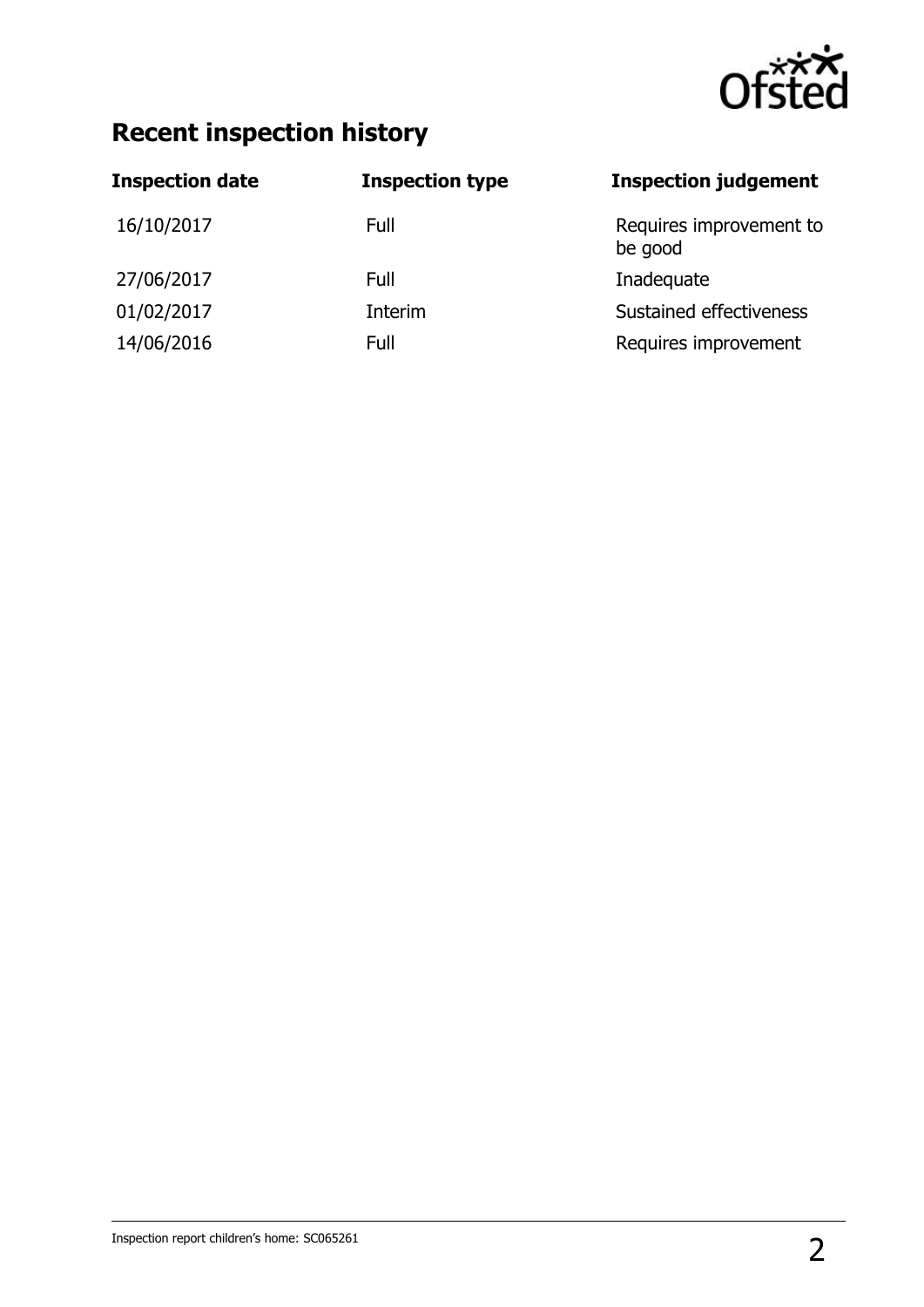## Recent inspection history

| Inspection date | Inspection type | Inspection judgement |
|---|---|---|
| 16/10/2017 | Full | Requires improvement to be good |
| 27/06/2017 | Full | Inadequate |
| 01/02/2017 | Interim | Sustained effectiveness |
| 14/06/2016 | Full | Requires improvement |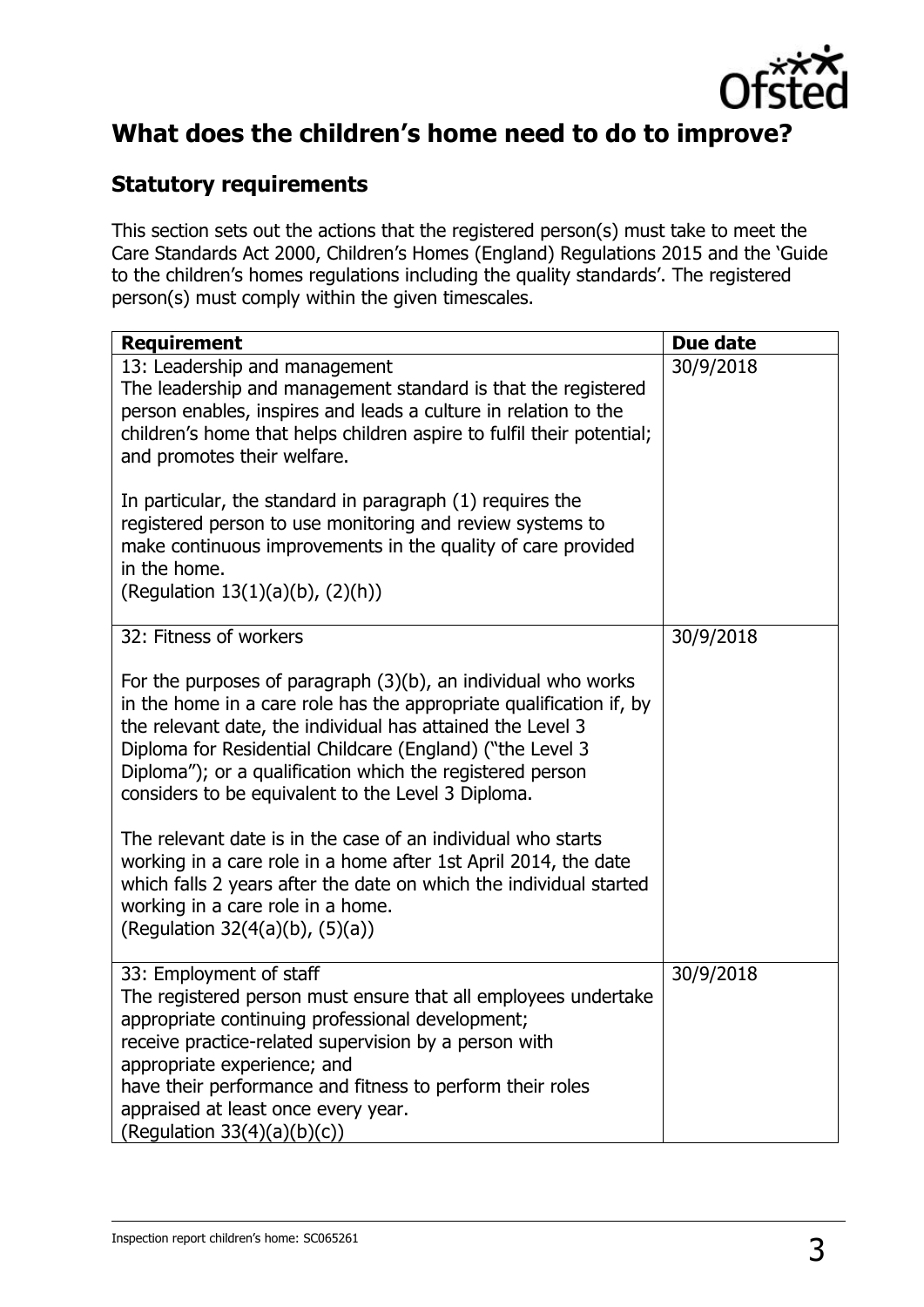## What does the children's home need to do to improve?

### Statutory requirements

This section sets out the actions that the registered person(s) must take to meet the Care Standards Act 2000, Children's Homes (England) Regulations 2015 and the 'Guide to the children's homes regulations including the quality standards'. The registered person(s) must comply within the given timescales.

| Requirement | Due date |
|---|---|
| 13: Leadership and management<br>The leadership and management standard is that the registered person enables, inspires and leads a culture in relation to the children's home that helps children aspire to fulfil their potential; and promotes their welfare.<br><br>In particular, the standard in paragraph (1) requires the registered person to use monitoring and review systems to make continuous improvements in the quality of care provided in the home.<br>(Regulation 13(1)(a)(b), (2)(h)) | 30/9/2018 |
| 32: Fitness of workers<br><br>For the purposes of paragraph (3)(b), an individual who works in the home in a care role has the appropriate qualification if, by the relevant date, the individual has attained the Level 3 Diploma for Residential Childcare (England) ("the Level 3 Diploma"); or a qualification which the registered person considers to be equivalent to the Level 3 Diploma.<br><br>The relevant date is in the case of an individual who starts working in a care role in a home after 1st April 2014, the date which falls 2 years after the date on which the individual started working in a care role in a home.<br>(Regulation 32(4(a)(b), (5)(a)) | 30/9/2018 |
| 33: Employment of staff<br>The registered person must ensure that all employees undertake appropriate continuing professional development;<br>receive practice-related supervision by a person with appropriate experience; and<br>have their performance and fitness to perform their roles appraised at least once every year.<br>(Regulation 33(4)(a)(b)(c)) | 30/9/2018 |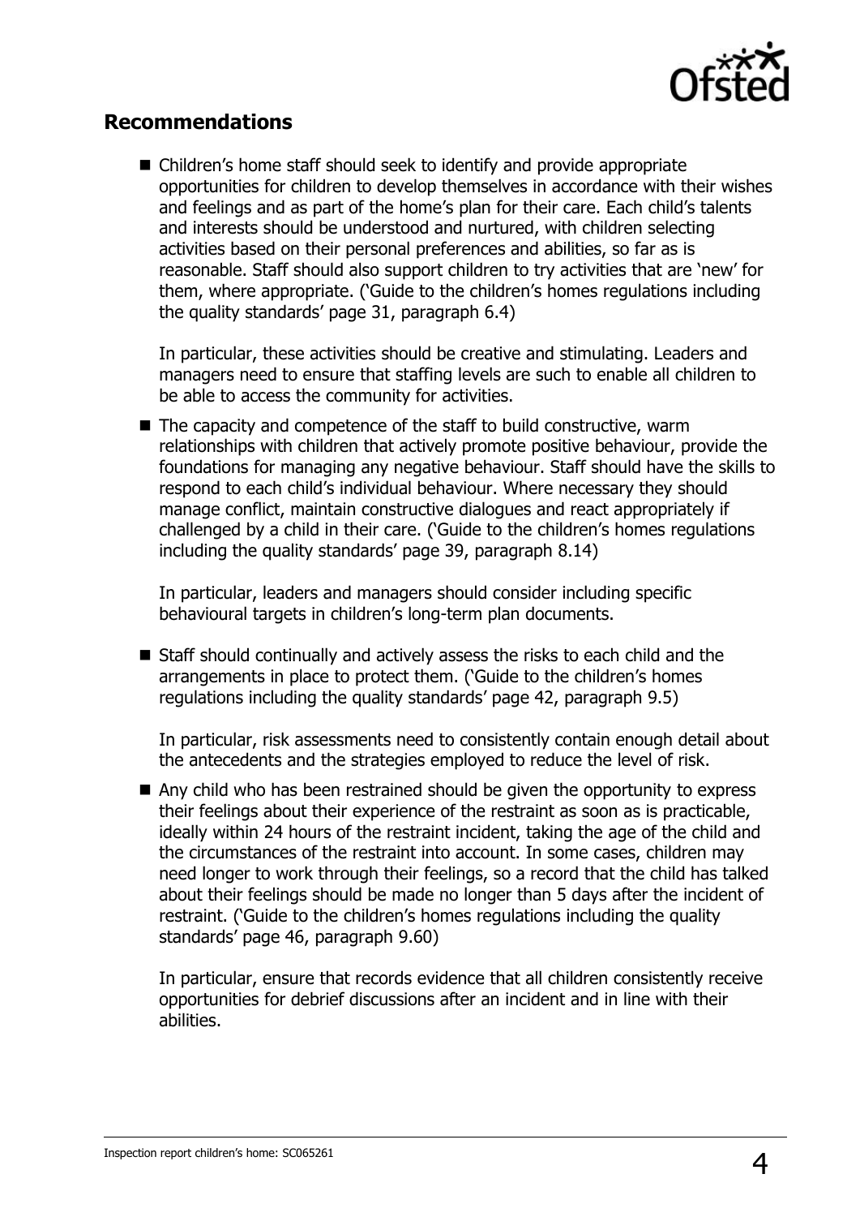## Recommendations

- Children's home staff should seek to identify and provide appropriate opportunities for children to develop themselves in accordance with their wishes and feelings and as part of the home's plan for their care. Each child's talents and interests should be understood and nurtured, with children selecting activities based on their personal preferences and abilities, so far as is reasonable. Staff should also support children to try activities that are 'new' for them, where appropriate. ('Guide to the children's homes regulations including the quality standards' page 31, paragraph 6.4)

  In particular, these activities should be creative and stimulating. Leaders and managers need to ensure that staffing levels are such to enable all children to be able to access the community for activities.

- The capacity and competence of the staff to build constructive, warm relationships with children that actively promote positive behaviour, provide the foundations for managing any negative behaviour. Staff should have the skills to respond to each child's individual behaviour. Where necessary they should manage conflict, maintain constructive dialogues and react appropriately if challenged by a child in their care. ('Guide to the children's homes regulations including the quality standards' page 39, paragraph 8.14)

  In particular, leaders and managers should consider including specific behavioural targets in children's long-term plan documents.

- Staff should continually and actively assess the risks to each child and the arrangements in place to protect them. ('Guide to the children's homes regulations including the quality standards' page 42, paragraph 9.5)

  In particular, risk assessments need to consistently contain enough detail about the antecedents and the strategies employed to reduce the level of risk.

- Any child who has been restrained should be given the opportunity to express their feelings about their experience of the restraint as soon as is practicable, ideally within 24 hours of the restraint incident, taking the age of the child and the circumstances of the restraint into account. In some cases, children may need longer to work through their feelings, so a record that the child has talked about their feelings should be made no longer than 5 days after the incident of restraint. ('Guide to the children's homes regulations including the quality standards' page 46, paragraph 9.60)

  In particular, ensure that records evidence that all children consistently receive opportunities for debrief discussions after an incident and in line with their abilities.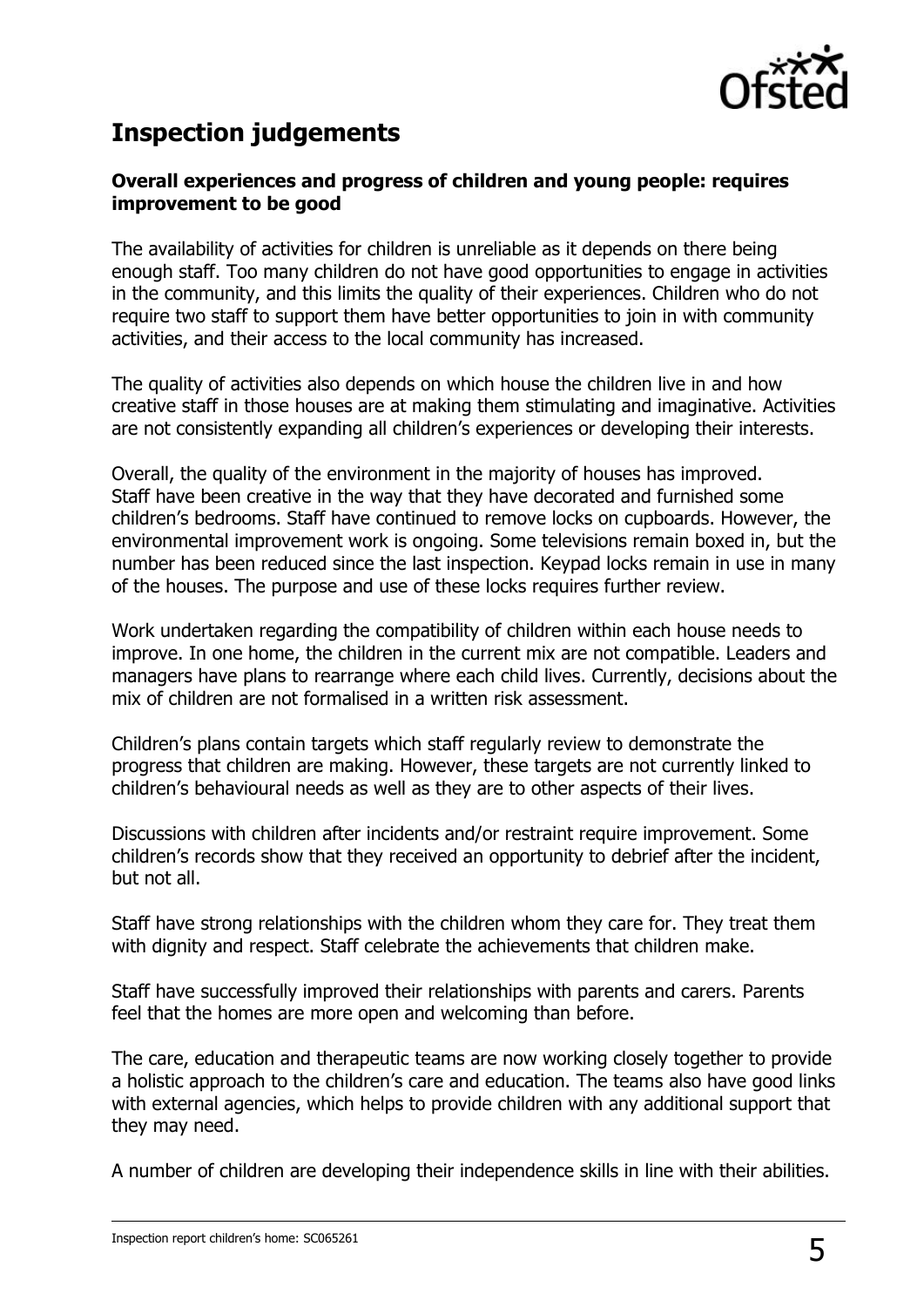## Inspection judgements

### Overall experiences and progress of children and young people: requires improvement to be good

The availability of activities for children is unreliable as it depends on there being enough staff. Too many children do not have good opportunities to engage in activities in the community, and this limits the quality of their experiences. Children who do not require two staff to support them have better opportunities to join in with community activities, and their access to the local community has increased.

The quality of activities also depends on which house the children live in and how creative staff in those houses are at making them stimulating and imaginative. Activities are not consistently expanding all children's experiences or developing their interests.

Overall, the quality of the environment in the majority of houses has improved. Staff have been creative in the way that they have decorated and furnished some children's bedrooms. Staff have continued to remove locks on cupboards. However, the environmental improvement work is ongoing. Some televisions remain boxed in, but the number has been reduced since the last inspection. Keypad locks remain in use in many of the houses. The purpose and use of these locks requires further review.

Work undertaken regarding the compatibility of children within each house needs to improve. In one home, the children in the current mix are not compatible. Leaders and managers have plans to rearrange where each child lives. Currently, decisions about the mix of children are not formalised in a written risk assessment.

Children's plans contain targets which staff regularly review to demonstrate the progress that children are making. However, these targets are not currently linked to children's behavioural needs as well as they are to other aspects of their lives.

Discussions with children after incidents and/or restraint require improvement. Some children's records show that they received an opportunity to debrief after the incident, but not all.

Staff have strong relationships with the children whom they care for. They treat them with dignity and respect. Staff celebrate the achievements that children make.

Staff have successfully improved their relationships with parents and carers. Parents feel that the homes are more open and welcoming than before.

The care, education and therapeutic teams are now working closely together to provide a holistic approach to the children's care and education. The teams also have good links with external agencies, which helps to provide children with any additional support that they may need.

A number of children are developing their independence skills in line with their abilities.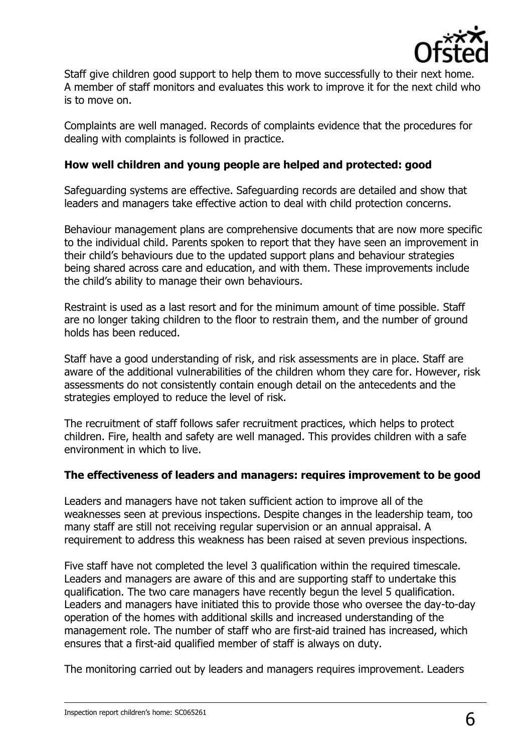Staff give children good support to help them to move successfully to their next home. A member of staff monitors and evaluates this work to improve it for the next child who is to move on.

Complaints are well managed. Records of complaints evidence that the procedures for dealing with complaints is followed in practice.

### How well children and young people are helped and protected: good

Safeguarding systems are effective. Safeguarding records are detailed and show that leaders and managers take effective action to deal with child protection concerns.

Behaviour management plans are comprehensive documents that are now more specific to the individual child. Parents spoken to report that they have seen an improvement in their child's behaviours due to the updated support plans and behaviour strategies being shared across care and education, and with them. These improvements include the child's ability to manage their own behaviours.

Restraint is used as a last resort and for the minimum amount of time possible. Staff are no longer taking children to the floor to restrain them, and the number of ground holds has been reduced.

Staff have a good understanding of risk, and risk assessments are in place. Staff are aware of the additional vulnerabilities of the children whom they care for. However, risk assessments do not consistently contain enough detail on the antecedents and the strategies employed to reduce the level of risk.

The recruitment of staff follows safer recruitment practices, which helps to protect children. Fire, health and safety are well managed. This provides children with a safe environment in which to live.

### The effectiveness of leaders and managers: requires improvement to be good

Leaders and managers have not taken sufficient action to improve all of the weaknesses seen at previous inspections. Despite changes in the leadership team, too many staff are still not receiving regular supervision or an annual appraisal. A requirement to address this weakness has been raised at seven previous inspections.

Five staff have not completed the level 3 qualification within the required timescale. Leaders and managers are aware of this and are supporting staff to undertake this qualification. The two care managers have recently begun the level 5 qualification. Leaders and managers have initiated this to provide those who oversee the day-to-day operation of the homes with additional skills and increased understanding of the management role. The number of staff who are first-aid trained has increased, which ensures that a first-aid qualified member of staff is always on duty.

The monitoring carried out by leaders and managers requires improvement. Leaders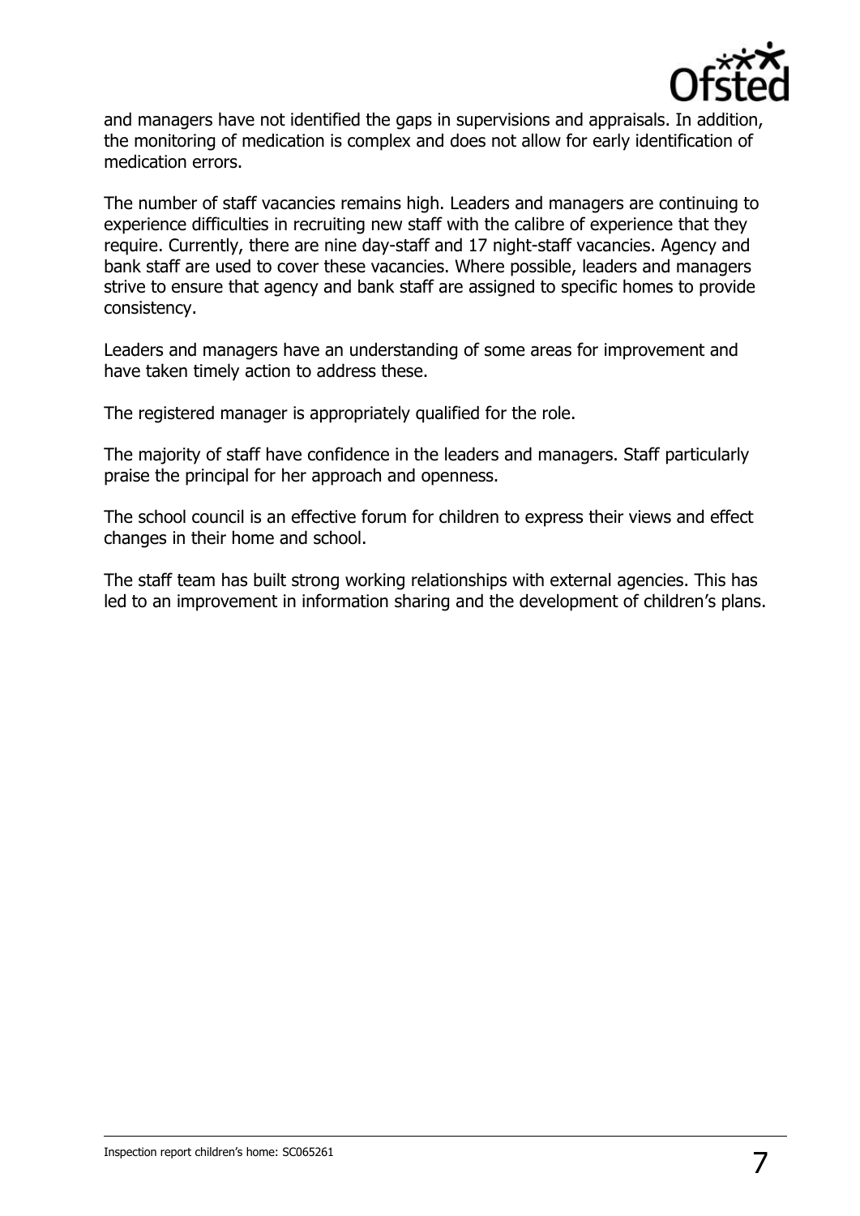and managers have not identified the gaps in supervisions and appraisals. In addition, the monitoring of medication is complex and does not allow for early identification of medication errors.

The number of staff vacancies remains high. Leaders and managers are continuing to experience difficulties in recruiting new staff with the calibre of experience that they require. Currently, there are nine day-staff and 17 night-staff vacancies. Agency and bank staff are used to cover these vacancies. Where possible, leaders and managers strive to ensure that agency and bank staff are assigned to specific homes to provide consistency.

Leaders and managers have an understanding of some areas for improvement and have taken timely action to address these.

The registered manager is appropriately qualified for the role.

The majority of staff have confidence in the leaders and managers. Staff particularly praise the principal for her approach and openness.

The school council is an effective forum for children to express their views and effect changes in their home and school.

The staff team has built strong working relationships with external agencies. This has led to an improvement in information sharing and the development of children's plans.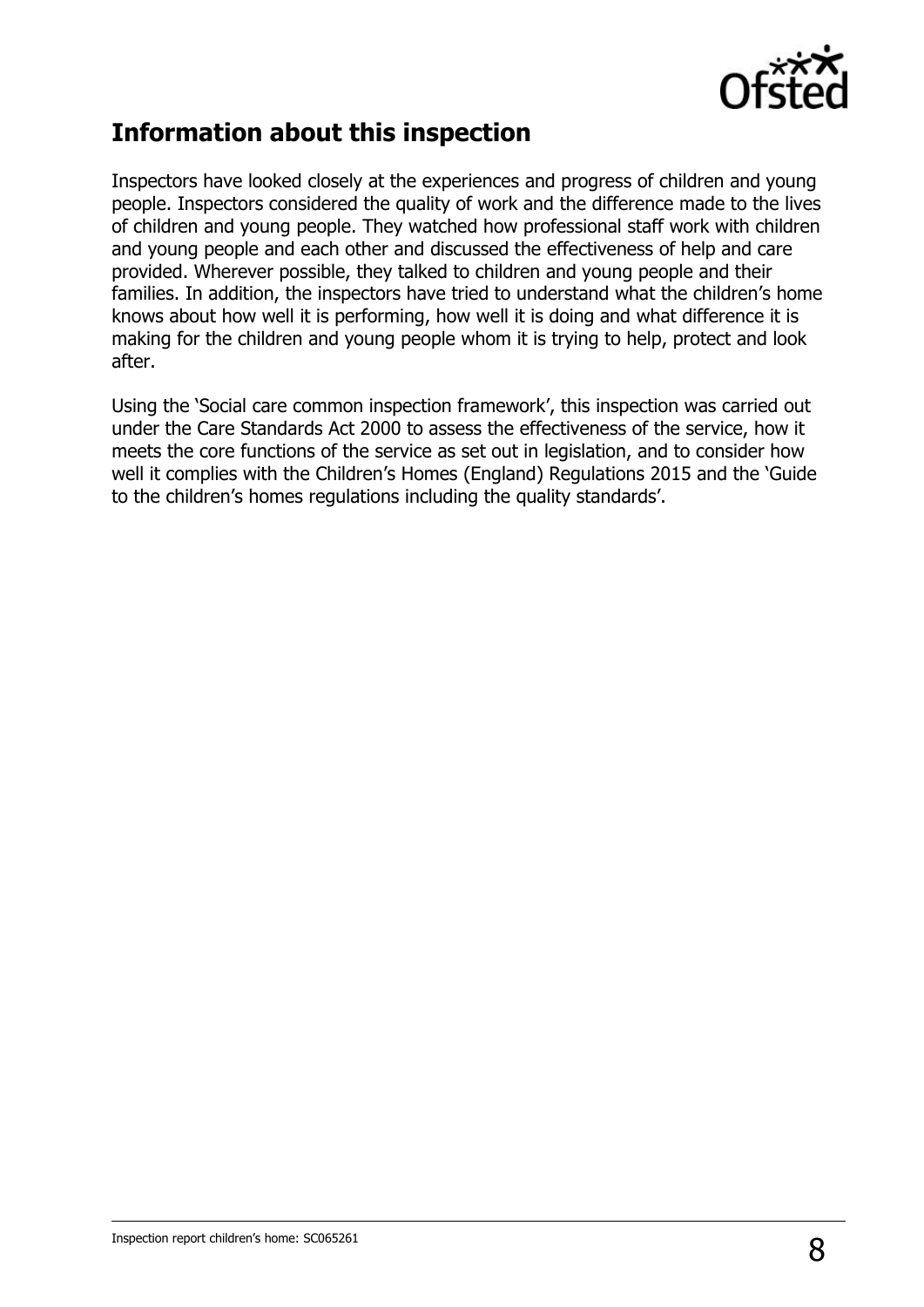## Information about this inspection

Inspectors have looked closely at the experiences and progress of children and young people. Inspectors considered the quality of work and the difference made to the lives of children and young people. They watched how professional staff work with children and young people and each other and discussed the effectiveness of help and care provided. Wherever possible, they talked to children and young people and their families. In addition, the inspectors have tried to understand what the children's home knows about how well it is performing, how well it is doing and what difference it is making for the children and young people whom it is trying to help, protect and look after.

Using the 'Social care common inspection framework', this inspection was carried out under the Care Standards Act 2000 to assess the effectiveness of the service, how it meets the core functions of the service as set out in legislation, and to consider how well it complies with the Children's Homes (England) Regulations 2015 and the 'Guide to the children's homes regulations including the quality standards'.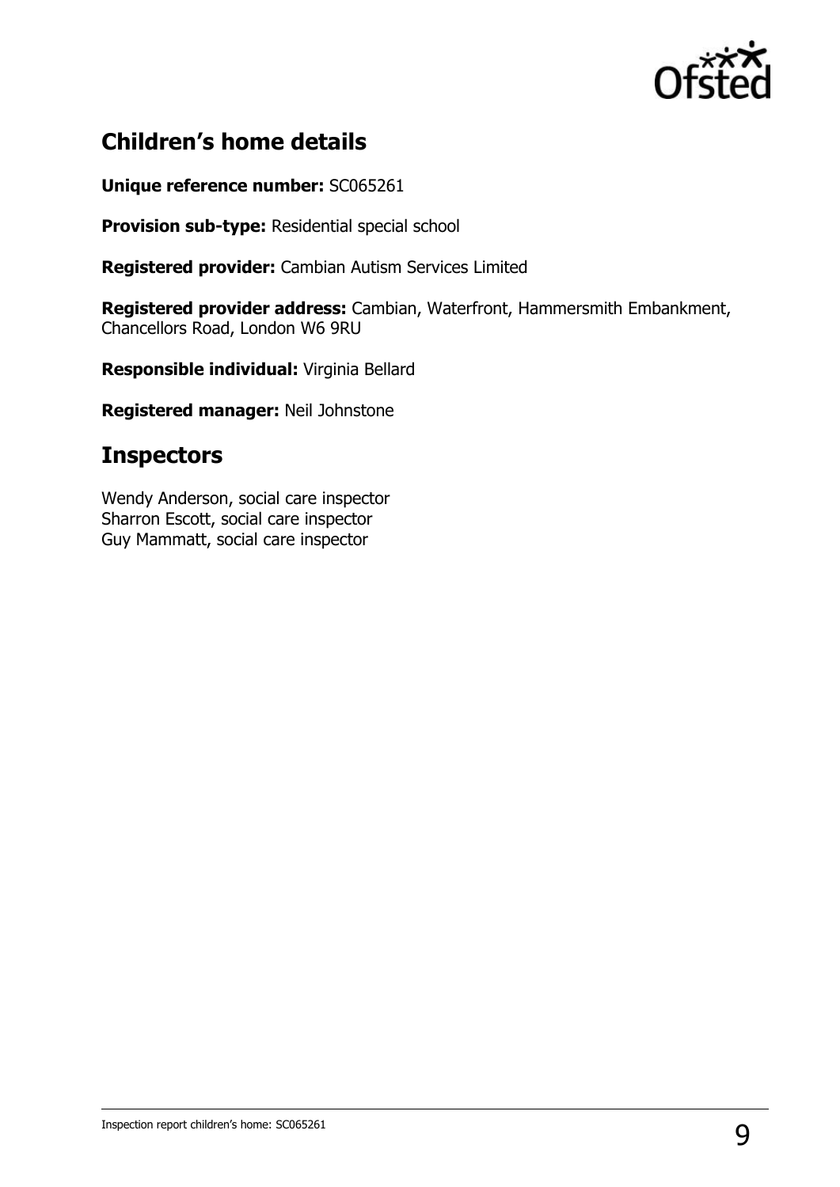## Children's home details

**Unique reference number:** SC065261

**Provision sub-type:** Residential special school

**Registered provider:** Cambian Autism Services Limited

**Registered provider address:** Cambian, Waterfront, Hammersmith Embankment, Chancellors Road, London W6 9RU

**Responsible individual:** Virginia Bellard

**Registered manager:** Neil Johnstone

## Inspectors

Wendy Anderson, social care inspector
Sharron Escott, social care inspector
Guy Mammatt, social care inspector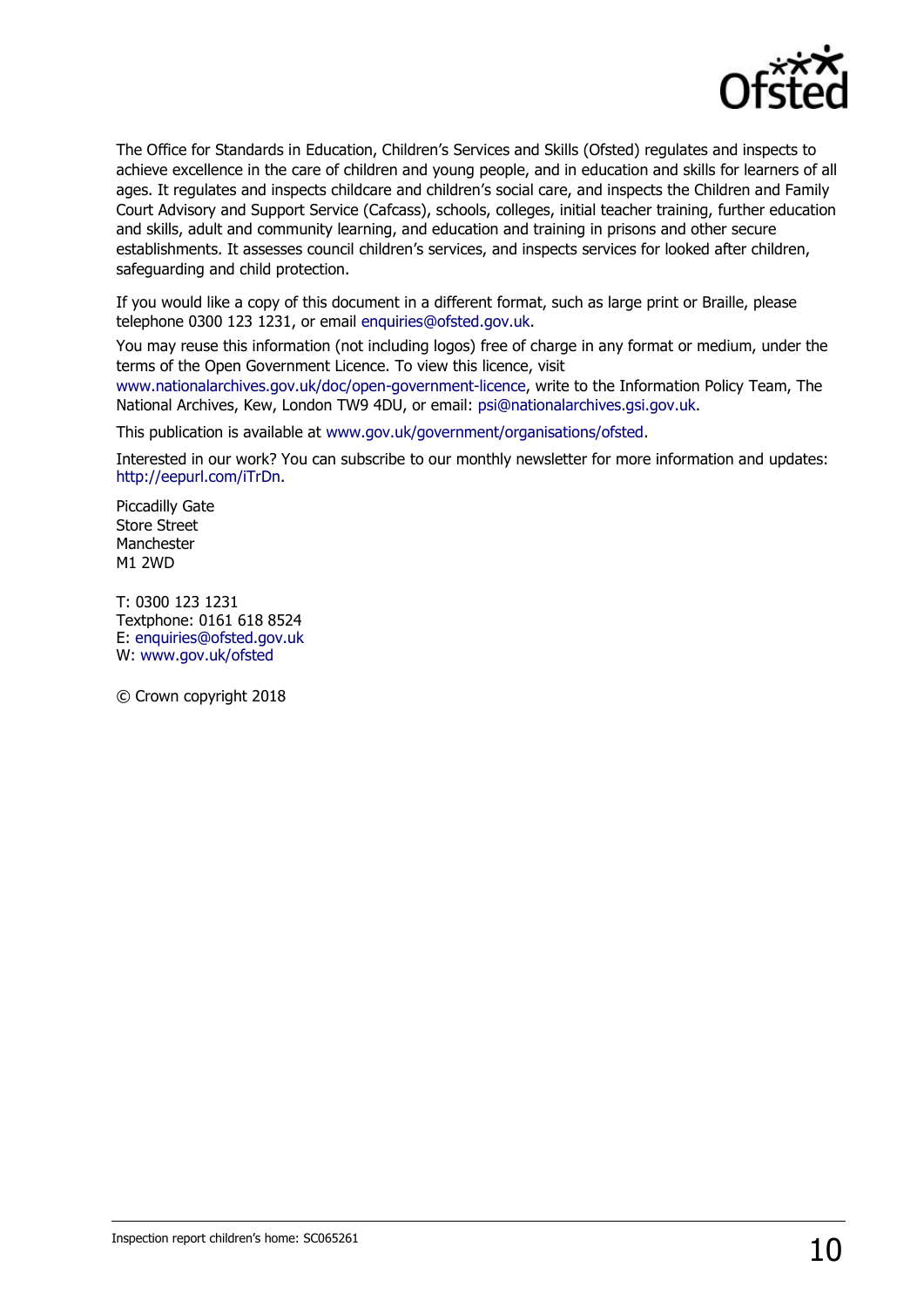The Office for Standards in Education, Children's Services and Skills (Ofsted) regulates and inspects to achieve excellence in the care of children and young people, and in education and skills for learners of all ages. It regulates and inspects childcare and children's social care, and inspects the Children and Family Court Advisory and Support Service (Cafcass), schools, colleges, initial teacher training, further education and skills, adult and community learning, and education and training in prisons and other secure establishments. It assesses council children's services, and inspects services for looked after children, safeguarding and child protection.

If you would like a copy of this document in a different format, such as large print or Braille, please telephone 0300 123 1231, or email enquiries@ofsted.gov.uk.

You may reuse this information (not including logos) free of charge in any format or medium, under the terms of the Open Government Licence. To view this licence, visit www.nationalarchives.gov.uk/doc/open-government-licence, write to the Information Policy Team, The National Archives, Kew, London TW9 4DU, or email: psi@nationalarchives.gsi.gov.uk.

This publication is available at www.gov.uk/government/organisations/ofsted.

Interested in our work? You can subscribe to our monthly newsletter for more information and updates: http://eepurl.com/iTrDn.

Piccadilly Gate
Store Street
Manchester
M1 2WD

T: 0300 123 1231
Textphone: 0161 618 8524
E: enquiries@ofsted.gov.uk
W: www.gov.uk/ofsted

© Crown copyright 2018